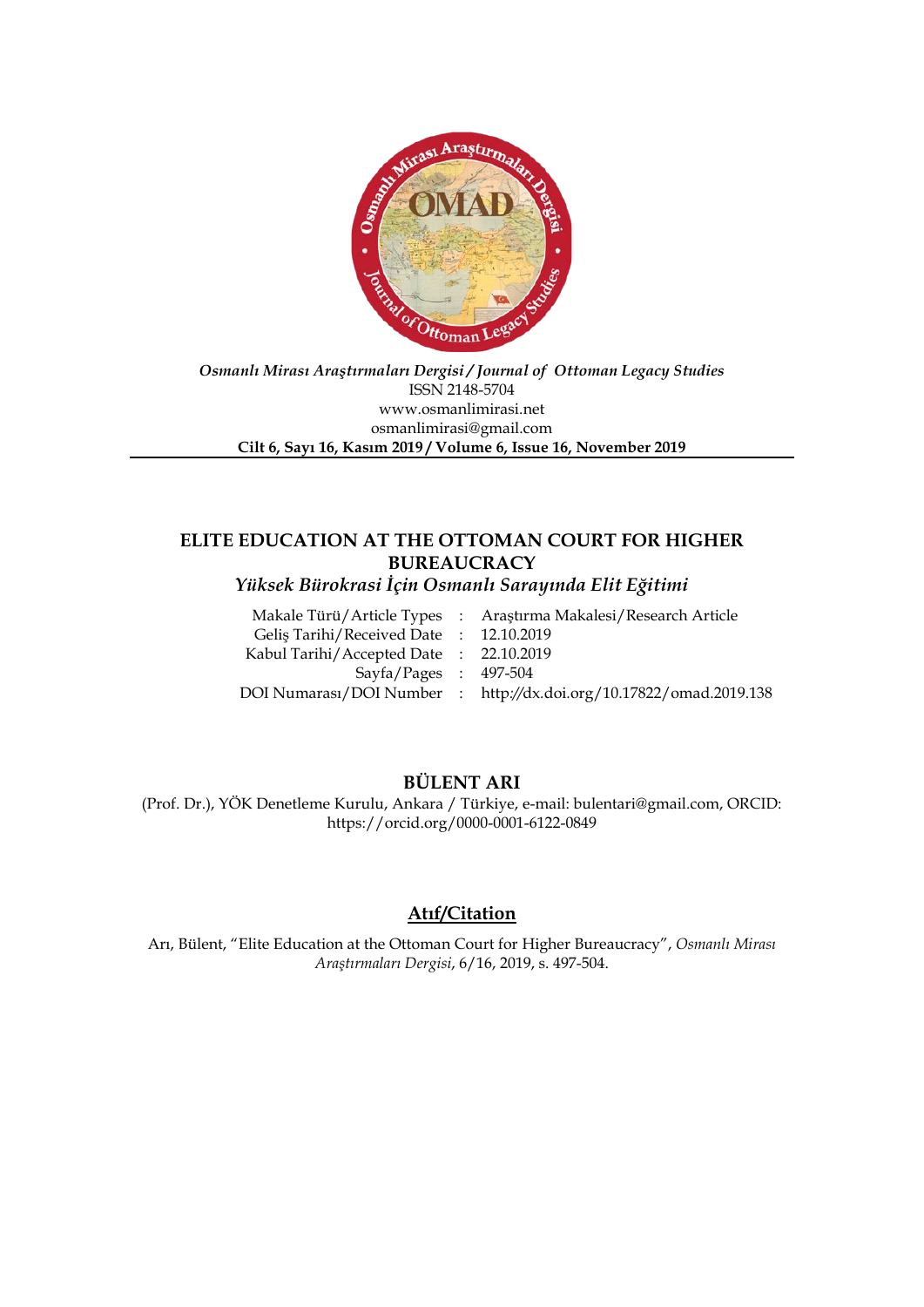*Osmanlı Mirası Araştırmaları Dergisi / Journal of Ottoman Legacy Studies*
ISSN 2148-5704
www.osmanlimirasi.net
osmanlimirasi@gmail.com
**Cilt 6, Sayı 16, Kasım 2019 / Volume 6, Issue 16, November 2019**

# ELITE EDUCATION AT THE OTTOMAN COURT FOR HIGHER BUREAUCRACY

## *Yüksek Bürokrasi İçin Osmanlı Sarayında Elit Eğitimi*

| | | |
|---|---|---|
| Makale Türü/Article Types | : | Araştırma Makalesi/Research Article |
| Geliş Tarihi/Received Date | : | 12.10.2019 |
| Kabul Tarihi/Accepted Date | : | 22.10.2019 |
| Sayfa/Pages | : | 497-504 |
| DOI Numarası/DOI Number | : | http://dx.doi.org/10.17822/omad.2019.138 |

## BÜLENT ARI

(Prof. Dr.), YÖK Denetleme Kurulu, Ankara / Türkiye, e-mail: bulentari@gmail.com, ORCID: https://orcid.org/0000-0001-6122-0849

## Atıf/Citation

Arı, Bülent, "Elite Education at the Ottoman Court for Higher Bureaucracy", *Osmanlı Mirası Araştırmaları Dergisi*, 6/16, 2019, s. 497-504.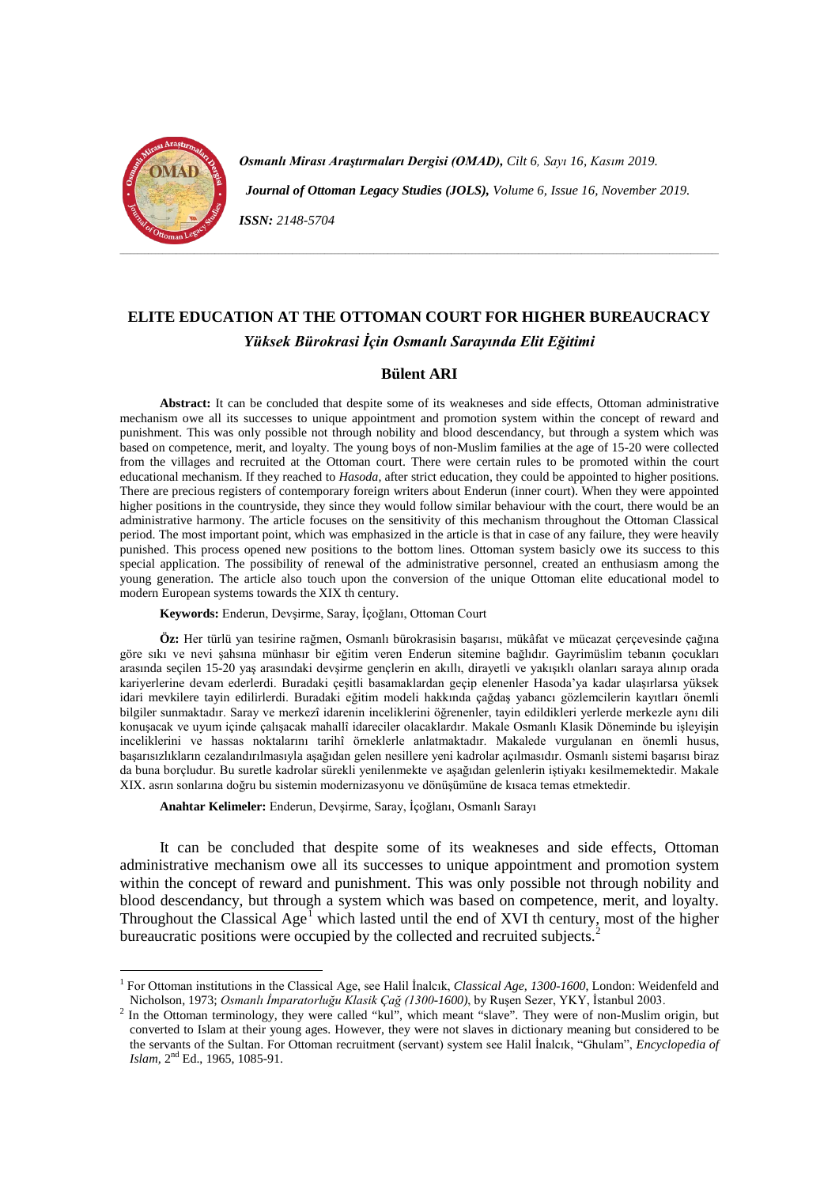# ELITE EDUCATION AT THE OTTOMAN COURT FOR HIGHER BUREAUCRACY

## *Yüksek Bürokrasi İçin Osmanlı Sarayında Elit Eğitimi*

### Bülent ARI

**Abstract:** It can be concluded that despite some of its weaknesses and side effects, Ottoman administrative mechanism owe all its successes to unique appointment and promotion system within the concept of reward and punishment. This was only possible not through nobility and blood descendancy, but through a system which was based on competence, merit, and loyalty. The young boys of non-Muslim families at the age of 15-20 were collected from the villages and recruited at the Ottoman court. There were certain rules to be promoted within the court educational mechanism. If they reached to *Hasoda*, after strict education, they could be appointed to higher positions. There are precious registers of contemporary foreign writers about Enderun (inner court). When they were appointed higher positions in the countryside, they since they would follow similar behaviour with the court, there would be an administrative harmony. The article focuses on the sensitivity of this mechanism throughout the Ottoman Classical period. The most important point, which was emphasized in the article is that in case of any failure, they were heavily punished. This process opened new positions to the bottom lines. Ottoman system basicly owe its success to this special application. The possibility of renewal of the administrative personnel, created an enthusiasm among the young generation. The article also touch upon the conversion of the unique Ottoman elite educational model to modern European systems towards the XIX th century.

**Keywords:** Enderun, Devşirme, Saray, İçoğlanı, Ottoman Court

**Öz:** Her türlü yan tesirine rağmen, Osmanlı bürokrasisin başarısı, mükâfat ve mücazat çerçevesinde çağına göre sıkı ve nevi şahsına münhasır bir eğitim veren Enderun sitemine bağlıdır. Gayrimüslim tebanın çocukları arasında seçilen 15-20 yaş arasındaki devşirme gençlerin en akıllı, dirayetli ve yakışıklı olanları saraya alınıp orada kariyerlerine devam ederlerdi. Buradaki çeşitli basamaklardan geçip elenenler Hasoda'ya kadar ulaşırlarsa yüksek idari mevkilere tayin edilirlerdi. Buradaki eğitim modeli hakkında çağdaş yabancı gözlemcilerin kayıtları önemli bilgiler sunmaktadır. Saray ve merkezî idarenin inceliklerini öğrenenler, tayin edildikleri yerlerde merkezle aynı dili konuşacak ve uyum içinde çalışacak mahallî idareciler olacaklardır. Makale Osmanlı Klasik Döneminde bu işleyişin inceliklerini ve hassas noktalarını tarihî örneklerle anlatmaktadır. Makalede vurgulanan en önemli husus, başarısızlıkların cezalandırılmasıyla aşağıdan gelen nesillere yeni kadrolar açılmasıdır. Osmanlı sistemi başarısı biraz da buna borçludur. Bu suretle kadrolar sürekli yenilenmekte ve aşağıdan gelenlerin iştiyakı kesilmemektedir. Makale XIX. asrın sonlarına doğru bu sistemin modernizasyonu ve dönüşümüne de kısaca temas etmektedir.

**Anahtar Kelimeler:** Enderun, Devşirme, Saray, İçoğlanı, Osmanlı Sarayı

It can be concluded that despite some of its weaknesses and side effects, Ottoman administrative mechanism owe all its successes to unique appointment and promotion system within the concept of reward and punishment. This was only possible not through nobility and blood descendancy, but through a system which was based on competence, merit, and loyalty. Throughout the Classical Age[1] which lasted until the end of XVI th century, most of the higher bureaucratic positions were occupied by the collected and recruited subjects.[2]

---

[1] For Ottoman institutions in the Classical Age, see Halil İnalcık, *Classical Age, 1300-1600*, London: Weidenfeld and Nicholson, 1973; *Osmanlı İmparatorluğu Klasik Çağ (1300-1600)*, by Ruşen Sezer, YKY, İstanbul 2003.

[2] In the Ottoman terminology, they were called "kul", which meant "slave". They were of non-Muslim origin, but converted to Islam at their young ages. However, they were not slaves in dictionary meaning but considered to be the servants of the Sultan. For Ottoman recruitment (servant) system see Halil İnalcık, "Ghulam", *Encyclopedia of Islam*, 2nd Ed., 1965, 1085-91.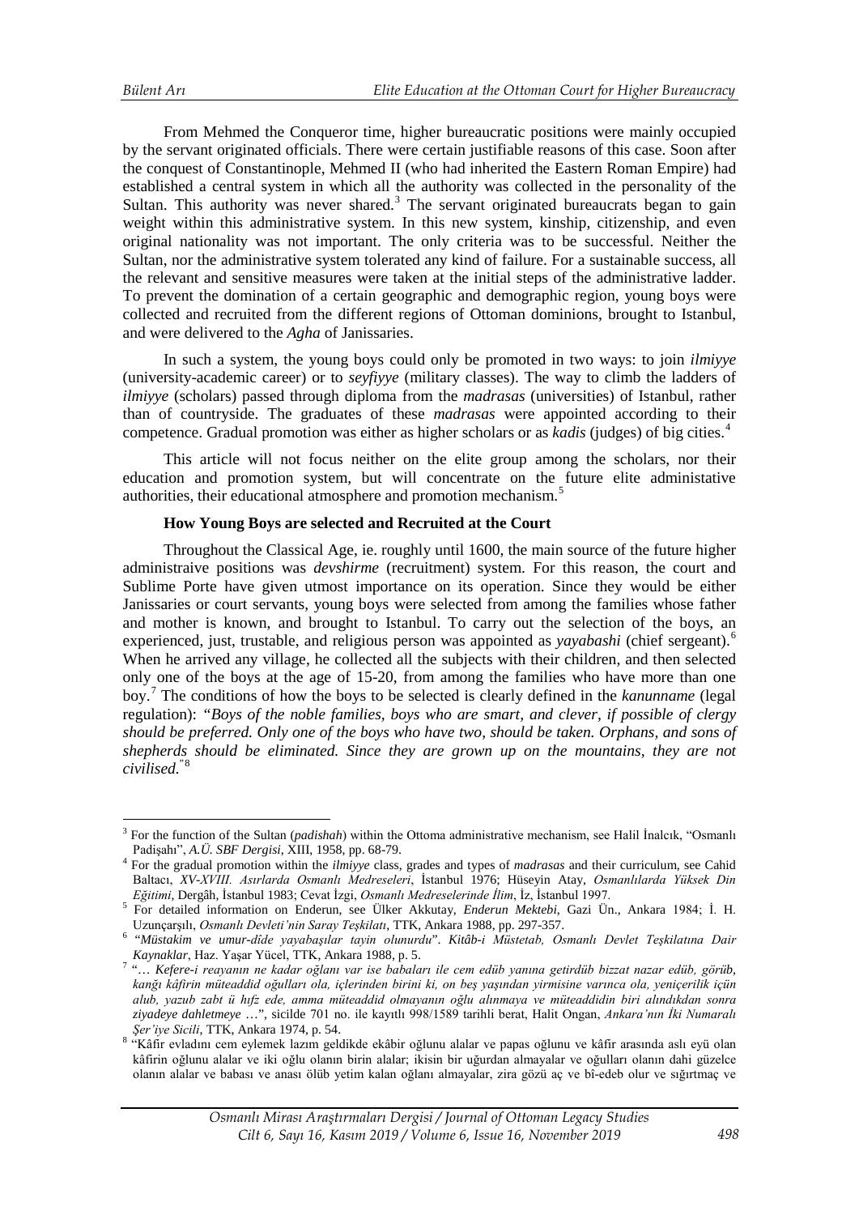From Mehmed the Conqueror time, higher bureaucratic positions were mainly occupied by the servant originated officials. There were certain justifiable reasons of this case. Soon after the conquest of Constantinople, Mehmed II (who had inherited the Eastern Roman Empire) had established a central system in which all the authority was collected in the personality of the Sultan. This authority was never shared.[3] The servant originated bureaucrats began to gain weight within this administrative system. In this new system, kinship, citizenship, and even original nationality was not important. The only criteria was to be successful. Neither the Sultan, nor the administrative system tolerated any kind of failure. For a sustainable success, all the relevant and sensitive measures were taken at the initial steps of the administrative ladder. To prevent the domination of a certain geographic and demographic region, young boys were collected and recruited from the different regions of Ottoman dominions, brought to Istanbul, and were delivered to the *Agha* of Janissaries.

In such a system, the young boys could only be promoted in two ways: to join *ilmiyye* (university-academic career) or to *seyfiyye* (military classes). The way to climb the ladders of *ilmiyye* (scholars) passed through diploma from the *madrasas* (universities) of Istanbul, rather than of countryside. The graduates of these *madrasas* were appointed according to their competence. Gradual promotion was either as higher scholars or as *kadis* (judges) of big cities.[4]

This article will not focus neither on the elite group among the scholars, nor their education and promotion system, but will concentrate on the future elite administative authorities, their educational atmosphere and promotion mechanism.[5]

**How Young Boys are selected and Recruited at the Court**

Throughout the Classical Age, ie. roughly until 1600, the main source of the future higher administraive positions was *devshirme* (recruitment) system. For this reason, the court and Sublime Porte have given utmost importance on its operation. Since they would be either Janissaries or court servants, young boys were selected from among the families whose father and mother is known, and brought to Istanbul. To carry out the selection of the boys, an experienced, just, trustable, and religious person was appointed as *yayabashi* (chief sergeant).[6] When he arrived any village, he collected all the subjects with their children, and then selected only one of the boys at the age of 15-20, from among the families who have more than one boy.[7] The conditions of how the boys to be selected is clearly defined in the *kanunname* (legal regulation): *"Boys of the noble families, boys who are smart, and clever, if possible of clergy should be preferred. Only one of the boys who have two, should be taken. Orphans, and sons of shepherds should be eliminated. Since they are grown up on the mountains, they are not civilised."*[8]

---

[3] For the function of the Sultan (*padishah*) within the Ottoma administrative mechanism, see Halil İnalcık, "Osmanlı Padişahı", *A.Ü. SBF Dergisi*, XIII, 1958, pp. 68-79.

[4] For the gradual promotion within the *ilmiyye* class, grades and types of *madrasas* and their curriculum, see Cahid Baltacı, *XV-XVIII. Asırlarda Osmanlı Medreseleri*, İstanbul 1976; Hüseyin Atay, *Osmanlılarda Yüksek Din Eğitimi*, Dergâh, İstanbul 1983; Cevat İzgi, *Osmanlı Medreselerinde İlim*, İz, İstanbul 1997.

[5] For detailed information on Enderun, see Ülker Akkutay, *Enderun Mektebi*, Gazi Ün., Ankara 1984; İ. H. Uzunçarşılı, *Osmanlı Devleti'nin Saray Teşkilatı*, TTK, Ankara 1988, pp. 297-357.

[6] *"Müstakim ve umur-dîde yayabaşılar tayin olunurdu"*. *Kitâb-i Müstetab, Osmanlı Devlet Teşkilatına Dair Kaynaklar*, Haz. Yaşar Yücel, TTK, Ankara 1988, p. 5.

[7] *"… Kefere-i reayanın ne kadar oğlanı var ise babaları ile cem edüb yanına getirdüb bizzat nazar edüb, görüb, kanğı kâfirin müteaddid oğulları ola, içlerinden birini ki, on beş yaşından yirmisine varınca ola, yeniçerilik içün alub, yazub zabt ü hıfz ede, amma müteaddid olmayanın oğlu alınmaya ve müteaddidin biri alındıkdan sonra ziyadeye dahletmeye …"*, sicilde 701 no. ile kayıtlı 998/1589 tarihli berat, Halit Ongan, *Ankara'nın İki Numaralı Şer'iye Sicili*, TTK, Ankara 1974, p. 54.

[8] "Kâfir evladını cem eylemek lazım geldikde ekâbir oğlunu alalar ve papas oğlunu ve kâfir arasında aslı eyü olan kâfirin oğlunu alalar ve iki oğlu olanın birin alalar; ikisin bir uğurdan almayalar ve oğulları olanın dahi güzelce olanın alalar ve babası ve anası ölüb yetim kalan oğlanı almayalar, zira gözü aç ve bî-edeb olur ve sığırtmaç ve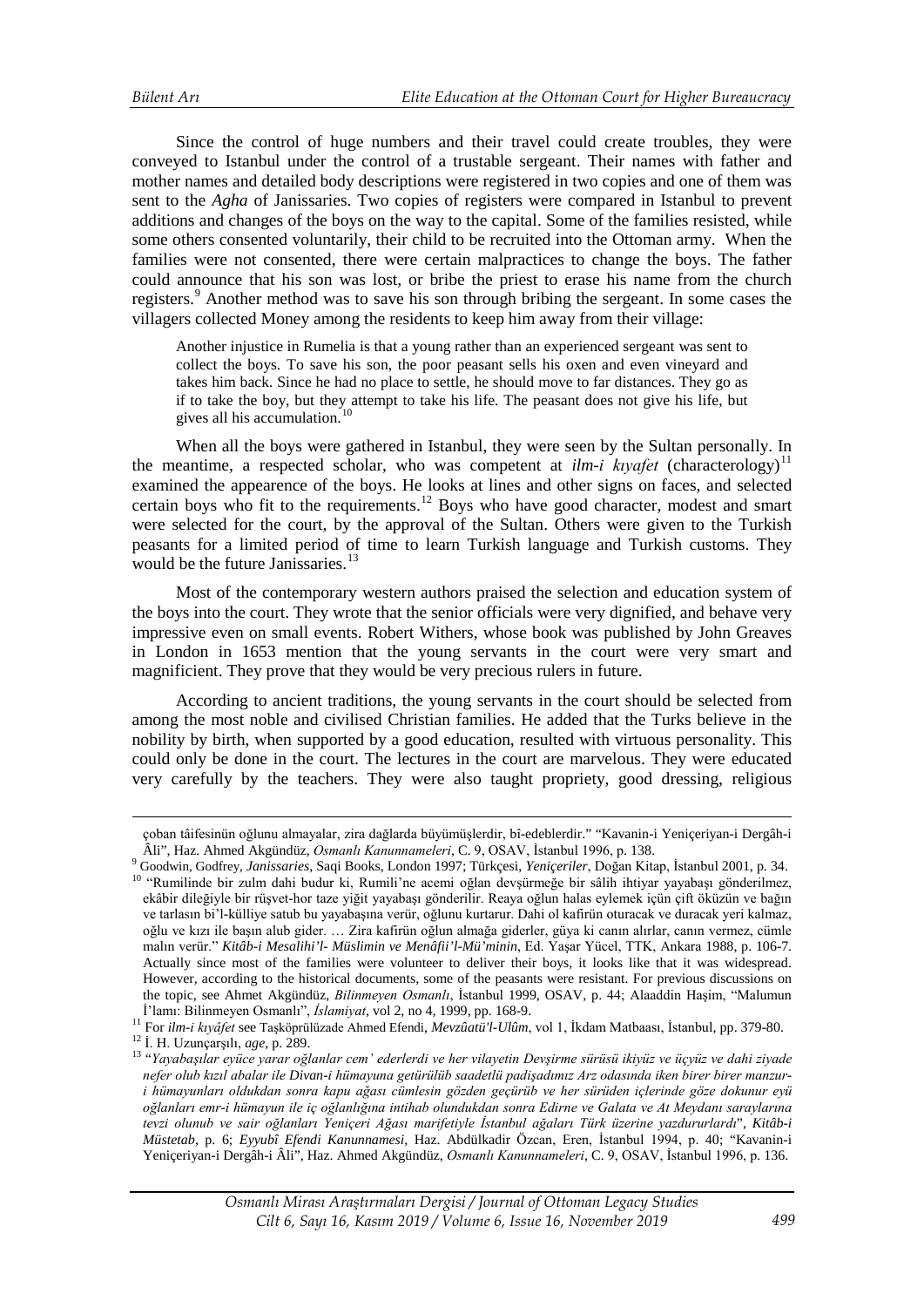Since the control of huge numbers and their travel could create troubles, they were conveyed to Istanbul under the control of a trustable sergeant. Their names with father and mother names and detailed body descriptions were registered in two copies and one of them was sent to the *Agha* of Janissaries. Two copies of registers were compared in Istanbul to prevent additions and changes of the boys on the way to the capital. Some of the families resisted, while some others consented voluntarily, their child to be recruited into the Ottoman army. When the families were not consented, there were certain malpractices to change the boys. The father could announce that his son was lost, or bribe the priest to erase his name from the church registers.[9] Another method was to save his son through bribing the sergeant. In some cases the villagers collected Money among the residents to keep him away from their village:

> Another injustice in Rumelia is that a young rather than an experienced sergeant was sent to collect the boys. To save his son, the poor peasant sells his oxen and even vineyard and takes him back. Since he had no place to settle, he should move to far distances. They go as if to take the boy, but they attempt to take his life. The peasant does not give his life, but gives all his accumulation.[10]

When all the boys were gathered in Istanbul, they were seen by the Sultan personally. In the meantime, a respected scholar, who was competent at *ilm-i kıyafet* (characterology)[11] examined the appearence of the boys. He looks at lines and other signs on faces, and selected certain boys who fit to the requirements.[12] Boys who have good character, modest and smart were selected for the court, by the approval of the Sultan. Others were given to the Turkish peasants for a limited period of time to learn Turkish language and Turkish customs. They would be the future Janissaries.[13]

Most of the contemporary western authors praised the selection and education system of the boys into the court. They wrote that the senior officials were very dignified, and behave very impressive even on small events. Robert Withers, whose book was published by John Greaves in London in 1653 mention that the young servants in the court were very smart and magnificient. They prove that they would be very precious rulers in future.

According to ancient traditions, the young servants in the court should be selected from among the most noble and civilised Christian families. He added that the Turks believe in the nobility by birth, when supported by a good education, resulted with virtuous personality. This could only be done in the court. The lectures in the court are marvelous. They were educated very carefully by the teachers. They were also taught propriety, good dressing, religious

---

çoban tâifesinün oğlunu almayalar, zira dağlarda büyümüşlerdir, bî-edeblerdir." "Kavanin-i Yeniçeriyan-i Dergâh-i Âli", Haz. Ahmed Akgündüz, *Osmanlı Kanunnameleri*, C. 9, OSAV, İstanbul 1996, p. 138.

[9] Goodwin, Godfrey, *Janissaries*, Saqi Books, London 1997; Türkçesi, *Yeniçeriler*, Doğan Kitap, İstanbul 2001, p. 34.

[10] "Rumilinde bir zulm dahi budur ki, Rumili'ne acemi oğlan devşürmeğe bir sâlih ihtiyar yayabaşı gönderilmez, ekâbir dileğiyle bir rüşvet-hor taze yiğit yayabaşı gönderilir. Reaya oğlun halas eylemek içün çift öküzün ve bağın ve tarlasın bi'l-külliye satub bu yayabaşına verür, oğlunu kurtarur. Dahi ol kafirün oturacak ve duracak yeri kalmaz, oğlu ve kızı ile başın alub gider. … Zira kafirün oğlun almağa giderler, güya ki canın alırlar, canın vermez, cümle malın verür." *Kitâb-i Mesalihi'l- Müslimin ve Menâfii'l-Mü'minin*, Ed. Yaşar Yücel, TTK, Ankara 1988, p. 106-7. Actually since most of the families were volunteer to deliver their boys, it looks like that it was widespread. However, according to the historical documents, some of the peasants were resistant. For previous discussions on the topic, see Ahmet Akgündüz, *Bilinmeyen Osmanlı*, İstanbul 1999, OSAV, p. 44; Alaaddin Haşim, "Malumun İ'lamı: Bilinmeyen Osmanlı", *İslamiyat*, vol 2, no 4, 1999, pp. 168-9.

[11] For *ilm-i kıyâfet* see Taşköprülüzade Ahmed Efendi, *Mevzûatü'l-Ulûm*, vol 1, İkdam Matbaası, İstanbul, pp. 379-80.

[12] İ. H. Uzunçarşılı, *age*, p. 289.

[13] "*Yayabaşılar eyüce yarar oğlanlar cem' ederlerdi ve her vilayetin Devşirme sürüsü ikiyüz ve üçyüz ve dahi ziyade nefer olub kızıl abalar ile Divan-i hümayuna getürülüb saadetlü padişadımız Arz odasında iken birer birer manzur-i hümayunları oldukdan sonra kapu ağası cümlesin gözden geçürüb ve her sürüden içlerinde göze dokunur eyü oğlanları emr-i hümayun ile iç oğlanlığına intihab olundukdan sonra Edirne ve Galata ve At Meydanı saraylarına tevzi olunub ve sair oğlanları Yeniçeri Ağası marifetiyle İstanbul ağaları Türk üzerine yazdururlardı*", *Kitâb-i Müstetab*, p. 6; *Eyyubî Efendi Kanunnamesi*, Haz. Abdülkadir Özcan, Eren, İstanbul 1994, p. 40; "Kavanin-i Yeniçeriyan-i Dergâh-i Âli", Haz. Ahmed Akgündüz, *Osmanlı Kanunnameleri*, C. 9, OSAV, İstanbul 1996, p. 136.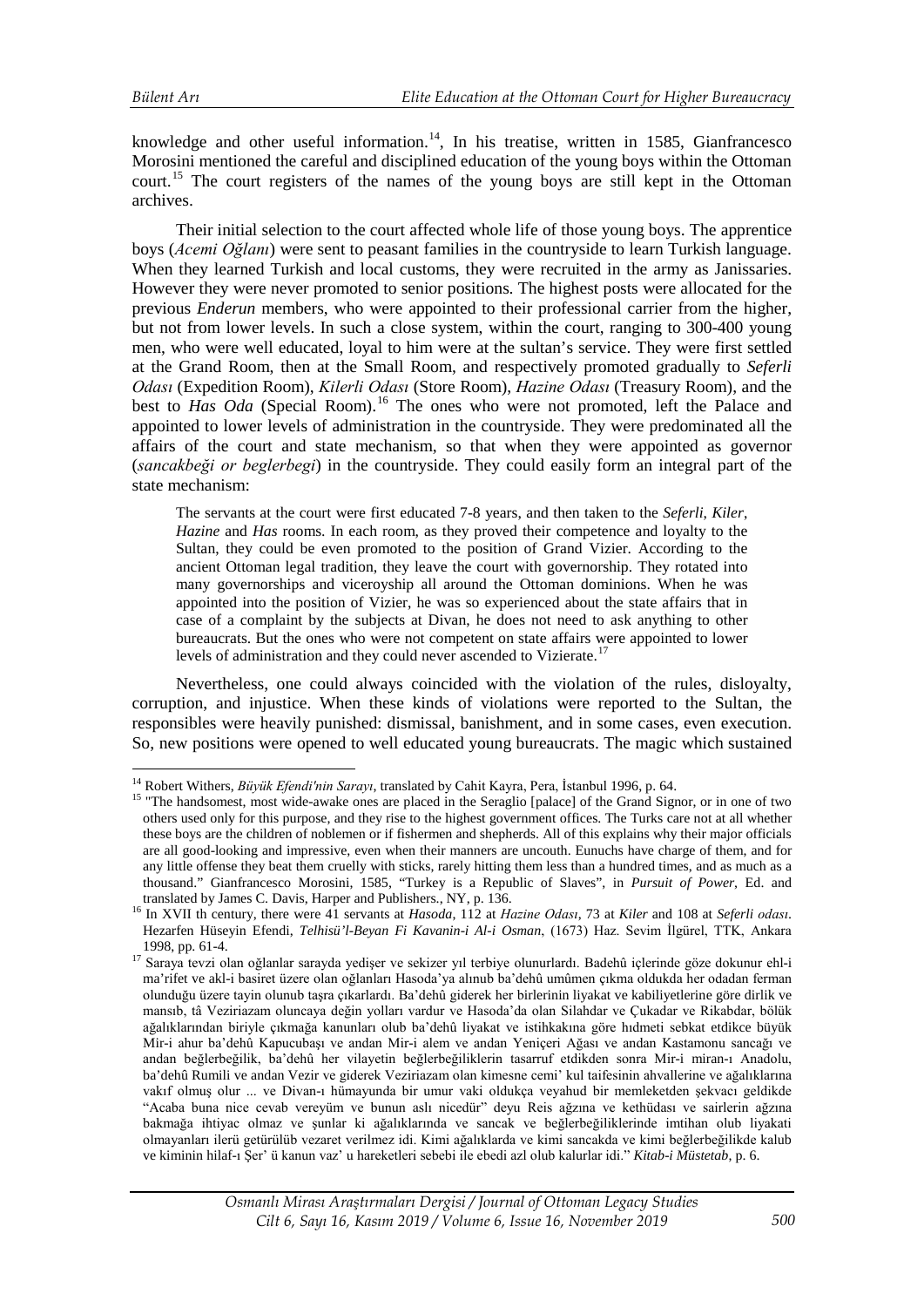knowledge and other useful information.[14], In his treatise, written in 1585, Gianfrancesco Morosini mentioned the careful and disciplined education of the young boys within the Ottoman court.[15] The court registers of the names of the young boys are still kept in the Ottoman archives.

Their initial selection to the court affected whole life of those young boys. The apprentice boys (*Acemi Oğlanı*) were sent to peasant families in the countryside to learn Turkish language. When they learned Turkish and local customs, they were recruited in the army as Janissaries. However they were never promoted to senior positions. The highest posts were allocated for the previous *Enderun* members, who were appointed to their professional carrier from the higher, but not from lower levels. In such a close system, within the court, ranging to 300-400 young men, who were well educated, loyal to him were at the sultan's service. They were first settled at the Grand Room, then at the Small Room, and respectively promoted gradually to *Seferli Odası* (Expedition Room), *Kilerli Odası* (Store Room), *Hazine Odası* (Treasury Room), and the best to *Has Oda* (Special Room).[16] The ones who were not promoted, left the Palace and appointed to lower levels of administration in the countryside. They were predominated all the affairs of the court and state mechanism, so that when they were appointed as governor (*sancakbeği or beglerbegi*) in the countryside. They could easily form an integral part of the state mechanism:

> The servants at the court were first educated 7-8 years, and then taken to the *Seferli*, *Kiler*, *Hazine* and *Has* rooms. In each room, as they proved their competence and loyalty to the Sultan, they could be even promoted to the position of Grand Vizier. According to the ancient Ottoman legal tradition, they leave the court with governorship. They rotated into many governorships and viceroyship all around the Ottoman dominions. When he was appointed into the position of Vizier, he was so experienced about the state affairs that in case of a complaint by the subjects at Divan, he does not need to ask anything to other bureaucrats. But the ones who were not competent on state affairs were appointed to lower levels of administration and they could never ascended to Vizierate.[17]

Nevertheless, one could always coincided with the violation of the rules, disloyalty, corruption, and injustice. When these kinds of violations were reported to the Sultan, the responsibles were heavily punished: dismissal, banishment, and in some cases, even execution. So, new positions were opened to well educated young bureaucrats. The magic which sustained

---

[14] Robert Withers, *Büyük Efendi'nin Sarayı*, translated by Cahit Kayra, Pera, İstanbul 1996, p. 64.

[15] "The handsomest, most wide-awake ones are placed in the Seraglio [palace] of the Grand Signor, or in one of two others used only for this purpose, and they rise to the highest government offices. The Turks care not at all whether these boys are the children of noblemen or if fishermen and shepherds. All of this explains why their major officials are all good-looking and impressive, even when their manners are uncouth. Eunuchs have charge of them, and for any little offense they beat them cruelly with sticks, rarely hitting them less than a hundred times, and as much as a thousand." Gianfrancesco Morosini, 1585, "Turkey is a Republic of Slaves", in *Pursuit of Power*, Ed. and translated by James C. Davis, Harper and Publishers., NY, p. 136.

[16] In XVII th century, there were 41 servants at *Hasoda*, 112 at *Hazine Odası*, 73 at *Kiler* and 108 at *Seferli odası*. Hezarfen Hüseyin Efendi, *Telhisü'l-Beyan Fi Kavanin-i Al-i Osman*, (1673) Haz. Sevim İlgürel, TTK, Ankara 1998, pp. 61-4.

[17] Saraya tevzi olan oğlanlar sarayda yedişer ve sekizer yıl terbiye olunurlardı. Badehû içlerinde göze dokunur ehl-i ma'rifet ve akl-i basiret üzere olan oğlanları Hasoda'ya alınub ba'dehû umûmen çıkma oldukda her odadan ferman olunduğu üzere tayin olunub taşra çıkarlardı. Ba'dehû giderek her birlerinin liyakat ve kabiliyetlerine göre dirlik ve mansıb, tâ Veziriazam oluncaya değin yolları vardur ve Hasoda'da olan Silahdar ve Çukadar ve Rikabdar, bölük ağalıklarından biriyle çıkmağa kanunları olub ba'dehû liyakat ve istihkakına göre hıdmeti sebkat etdikce büyük Mir-i ahur ba'dehû Kapucubaşı ve andan Mir-i alem ve andan Yeniçeri Ağası ve andan Kastamonu sancağı ve andan beğlerbeğilik, ba'dehû her vilayetin beğlerbeğiliklerin tasarruf etdikden sonra Mir-i miran-ı Anadolu, ba'dehû Rumili ve andan Vezir ve giderek Veziriazam olan kimesne cemi' kul taifesinin ahvallerine ve ağalıklarına vakıf olmuş olur ... ve Divan-ı hümayunda bir umur vaki oldukça veyahud bir memleketden şekvacı geldikde "Acaba buna nice cevab vereyüm ve bunun aslı nicedür" deyu Reis ağzına ve kethüdası ve sairlerin ağzına bakmağa ihtiyac olmaz ve şunlar ki ağalıklarında ve sancak ve beğlerbeğiliklerinde imtihan olub liyakati olmayanları ilerü getürülüb vezaret verilmez idi. Kimi ağalıklarda ve kimi sancakda ve kimi beğlerbeğilikde kalub ve kiminin hilaf-ı Şer' ü kanun vaz' u hareketleri sebebi ile ebedi azl olub kalurlar idi." *Kitab-i Müstetab*, p. 6.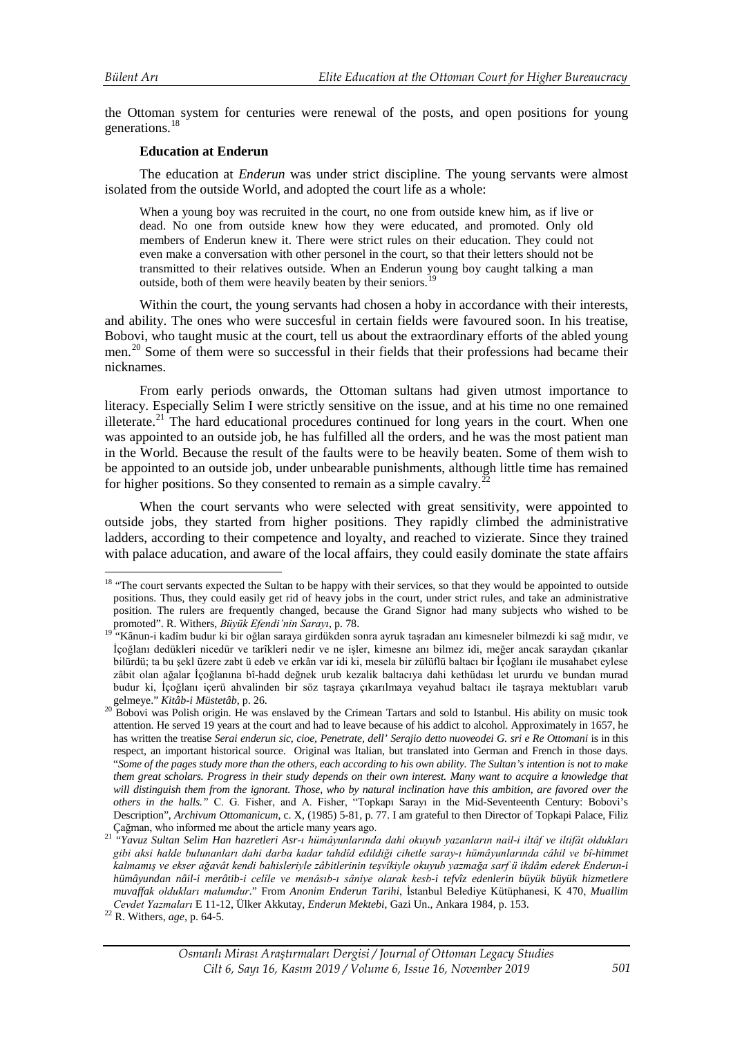the Ottoman system for centuries were renewal of the posts, and open positions for young generations.[18]

**Education at Enderun**

The education at *Enderun* was under strict discipline. The young servants were almost isolated from the outside World, and adopted the court life as a whole:

> When a young boy was recruited in the court, no one from outside knew him, as if live or dead. No one from outside knew how they were educated, and promoted. Only old members of Enderun knew it. There were strict rules on their education. They could not even make a conversation with other personel in the court, so that their letters should not be transmitted to their relatives outside. When an Enderun young boy caught talking a man outside, both of them were heavily beaten by their seniors.[19]

Within the court, the young servants had chosen a hoby in accordance with their interests, and ability. The ones who were succesful in certain fields were favoured soon. In his treatise, Bobovi, who taught music at the court, tell us about the extraordinary efforts of the abled young men.[20] Some of them were so successful in their fields that their professions had became their nicknames.

From early periods onwards, the Ottoman sultans had given utmost importance to literacy. Especially Selim I were strictly sensitive on the issue, and at his time no one remained illeterate.[21] The hard educational procedures continued for long years in the court. When one was appointed to an outside job, he has fulfilled all the orders, and he was the most patient man in the World. Because the result of the faults were to be heavily beaten. Some of them wish to be appointed to an outside job, under unbearable punishments, although little time has remained for higher positions. So they consented to remain as a simple cavalry.[22]

When the court servants who were selected with great sensitivity, were appointed to outside jobs, they started from higher positions. They rapidly climbed the administrative ladders, according to their competence and loyalty, and reached to vizierate. Since they trained with palace education, and aware of the local affairs, they could easily dominate the state affairs

---

[18] "The court servants expected the Sultan to be happy with their services, so that they would be appointed to outside positions. Thus, they could easily get rid of heavy jobs in the court, under strict rules, and take an administrative position. The rulers are frequently changed, because the Grand Signor had many subjects who wished to be promoted". R. Withers, *Büyük Efendi'nin Sarayı*, p. 78.

[19] "Kânun-i kadîm budur ki bir oğlan saraya girdükden sonra ayruk taşradan anı kimesneler bilmezdi ki sağ mıdır, ve İçoğlanı dedükleri nicedür ve tarîkleri nedir ve ne işler, kimesne anı bilmez idi, meğer ancak saraydan çıkanlar bilürdü; ta bu şekl üzere zabt ü edeb ve erkân var idi ki, mesela bir zülüflü baltacı bir İçoğlanı ile musahabet eylese zâbit olan ağalar İçoğlanına bî-hadd değnek urub kezalik baltacıya dahi kethüdası let ururdu ve bundan murad budur ki, İçoğlanı içerü ahvalinden bir söz taşraya çıkarılmaya veyahud baltacı ile taşraya mektubları varub gelmeye." *Kitâb-i Müstetâb*, p. 26.

[20] Bobovi was Polish origin. He was enslaved by the Crimean Tartars and sold to Istanbul. His ability on music took attention. He served 19 years at the court and had to leave because of his addict to alcohol. Approximately in 1657, he has written the treatise *Serai enderun sic, cioe, Penetrate, dell' Serajio detto nuoveodei G. sri e Re Ottomani* is in this respect, an important historical source. Original was Italian, but translated into German and French in those days. "*Some of the pages study more than the others, each according to his own ability. The Sultan's intention is not to make them great scholars. Progress in their study depends on their own interest. Many want to acquire a knowledge that will distinguish them from the ignorant. Those, who by natural inclination have this ambition, are favored over the others in the halls."* C. G. Fisher, and A. Fisher, "Topkapı Sarayı in the Mid-Seventeenth Century: Bobovi's Description", *Archivum Ottomanicum*, c. X, (1985) 5-81, p. 77. I am grateful to then Director of Topkapi Palace, Filiz Çağman, who informed me about the article many years ago.

[21] "*Yavuz Sultan Selim Han hazretleri Asr-ı hümâyunlarında dahi okuyub yazanların nail-i iltâf ve iltifât oldukları gibi aksi halde bulunanları dahi darba kadar tahdîd edildiği cihetle saray-ı hümâyunlarında câhil ve bî-himmet kalmamış ve ekser ağavât kendi bahisleriyle zâbitlerinin teşvikiyle okuyub yazmağa sarf ü ikdâm ederek Enderun-i hümâyundan nâil-i merâtib-i celîle ve menâsıb-ı sâniye olarak kesb-i tefvîz edenlerin büyük büyük hizmetlere muvaffak oldukları malumdur*." From *Anonim Enderun Tarihi*, İstanbul Belediye Kütüphanesi, K 470, *Muallim Cevdet Yazmaları* E 11-12, Ülker Akkutay, *Enderun Mektebi*, Gazi Un., Ankara 1984, p. 153.

[22] R. Withers, *age*, p. 64-5.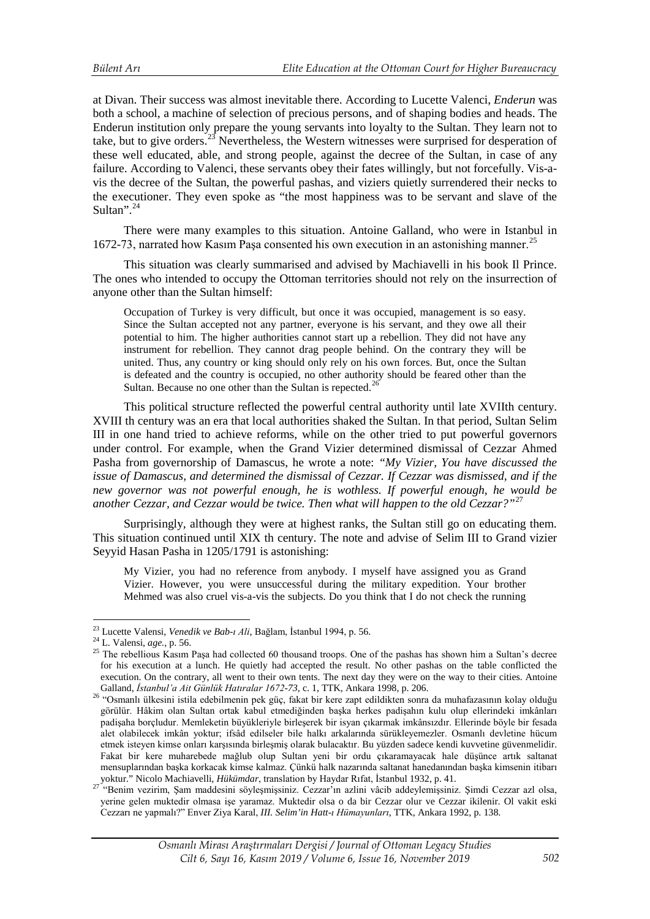at Divan. Their success was almost inevitable there. According to Lucette Valenci, *Enderun* was both a school, a machine of selection of precious persons, and of shaping bodies and heads. The Enderun institution only prepare the young servants into loyalty to the Sultan. They learn not to take, but to give orders.[23] Nevertheless, the Western witnesses were surprised for desperation of these well educated, able, and strong people, against the decree of the Sultan, in case of any failure. According to Valenci, these servants obey their fates willingly, but not forcefully. Vis-a-vis the decree of the Sultan, the powerful pashas, and viziers quietly surrendered their necks to the executioner. They even spoke as "the most happiness was to be servant and slave of the Sultan".[24]

There were many examples to this situation. Antoine Galland, who were in Istanbul in 1672-73, narrated how Kasım Paşa consented his own execution in an astonishing manner.[25]

This situation was clearly summarised and advised by Machiavelli in his book Il Prince. The ones who intended to occupy the Ottoman territories should not rely on the insurrection of anyone other than the Sultan himself:

> Occupation of Turkey is very difficult, but once it was occupied, management is so easy. Since the Sultan accepted not any partner, everyone is his servant, and they owe all their potential to him. The higher authorities cannot start up a rebellion. They did not have any instrument for rebellion. They cannot drag people behind. On the contrary they will be united. Thus, any country or king should only rely on his own forces. But, once the Sultan is defeated and the country is occupied, no other authority should be feared other than the Sultan. Because no one other than the Sultan is repected.[26]

This political structure reflected the powerful central authority until late XVIIth century. XVIII th century was an era that local authorities shaked the Sultan. In that period, Sultan Selim III in one hand tried to achieve reforms, while on the other tried to put powerful governors under control. For example, when the Grand Vizier determined dismissal of Cezzar Ahmed Pasha from governorship of Damascus, he wrote a note: *"My Vizier, You have discussed the issue of Damascus, and determined the dismissal of Cezzar. If Cezzar was dismissed, and if the new governor was not powerful enough, he is wothless. If powerful enough, he would be another Cezzar, and Cezzar would be twice. Then what will happen to the old Cezzar?"*[27]

Surprisingly, although they were at highest ranks, the Sultan still go on educating them. This situation continued until XIX th century. The note and advise of Selim III to Grand vizier Seyyid Hasan Pasha in 1205/1791 is astonishing:

> My Vizier, you had no reference from anybody. I myself have assigned you as Grand Vizier. However, you were unsuccessful during the military expedition. Your brother Mehmed was also cruel vis-a-vis the subjects. Do you think that I do not check the running

---

[23] Lucette Valenci, *Venedik ve Bab-ı Ali*, Bağlam, İstanbul 1994, p. 56.

[24] L. Valensi, *age.*, p. 56.

[25] The rebellious Kasım Paşa had collected 60 thousand troops. One of the pashas has shown him a Sultan's decree for his execution at a lunch. He quietly had accepted the result. No other pashas on the table conflicted the execution. On the contrary, all went to their own tents. The next day they were on the way to their cities. Antoine Galland, *İstanbul'a Ait Günlük Hatıralar 1672-73*, c. 1, TTK, Ankara 1998, p. 206.

[26] "Osmanlı ülkesini istila edebilmenin pek güç, fakat bir kere zapt edildikten sonra da muhafazasının kolay olduğu görülür. Hâkim olan Sultan ortak kabul etmediğinden başka herkes padişahın kulu olup ellerindeki imkânları padişaha borçludur. Memleketin büyükleriyle birleşerek bir isyan çıkarmak imkânsızdır. Ellerinde böyle bir fesada alet olabilecek imkân yoktur; ifsâd edilseler bile halkı arkalarında sürükleyemezler. Osmanlı devletine hücum etmek isteyen kimse onları karşısında birleşmiş olarak bulacaktır. Bu yüzden sadece kendi kuvvetine güvenmelidir. Fakat bir kere muharebede mağlub olup Sultan yeni bir ordu çıkaramayacak hale düşünce artık saltanat mensuplarından başka korkacak kimse kalmaz. Çünkü halk nazarında saltanat hanedanından başka kimsenin itibarı yoktur." Nicolo Machiavelli, *Hükümdar*, translation by Haydar Rıfat, İstanbul 1932, p. 41.

[27] "Benim vezirim, Şam maddesini söyleşmişsiniz. Cezzar'ın azlini vâcib addeylemişsiniz. Şimdi Cezzar azl olsa, yerine gelen muktedir olmasa işe yaramaz. Muktedir olsa o da bir Cezzar olur ve Cezzar ikilenir. Ol vakit eski Cezzarı ne yapmalı?" Enver Ziya Karal, *III. Selim'in Hatt-ı Hümayunları*, TTK, Ankara 1992, p. 138.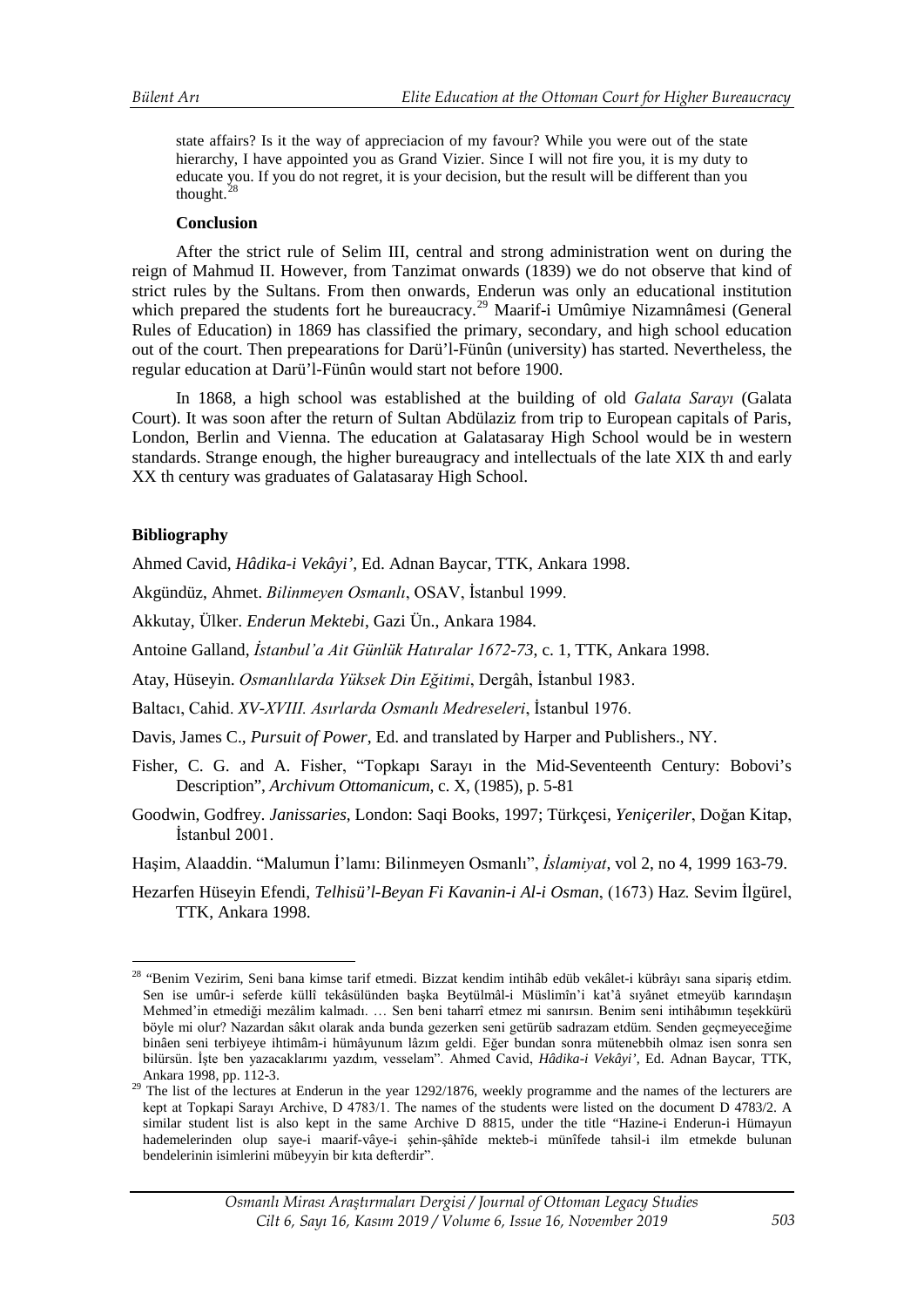state affairs? Is it the way of appreciacion of my favour? While you were out of the state hierarchy, I have appointed you as Grand Vizier. Since I will not fire you, it is my duty to educate you. If you do not regret, it is your decision, but the result will be different than you thought.[28]

**Conclusion**

After the strict rule of Selim III, central and strong administration went on during the reign of Mahmud II. However, from Tanzimat onwards (1839) we do not observe that kind of strict rules by the Sultans. From then onwards, Enderun was only an educational institution which prepared the students fort he bureaucracy.[29] Maarif-i Umûmiye Nizamnâmesi (General Rules of Education) in 1869 has classified the primary, secondary, and high school education out of the court. Then prepearations for Darü'l-Fünûn (university) has started. Nevertheless, the regular education at Darü'l-Fünûn would start not before 1900.

In 1868, a high school was established at the building of old *Galata Sarayı* (Galata Court). It was soon after the return of Sultan Abdülaziz from trip to European capitals of Paris, London, Berlin and Vienna. The education at Galatasaray High School would be in western standards. Strange enough, the higher bureaugracy and intellectuals of the late XIX th and early XX th century was graduates of Galatasaray High School.

**Bibliography**

Ahmed Cavid, *Hâdika-i Vekâyi'*, Ed. Adnan Baycar, TTK, Ankara 1998.

Akgündüz, Ahmet. *Bilinmeyen Osmanlı*, OSAV, İstanbul 1999.

Akkutay, Ülker. *Enderun Mektebi*, Gazi Ün., Ankara 1984.

Antoine Galland, *İstanbul'a Ait Günlük Hatıralar 1672-73*, c. 1, TTK, Ankara 1998.

Atay, Hüseyin. *Osmanlılarda Yüksek Din Eğitimi*, Dergâh, İstanbul 1983.

Baltacı, Cahid. *XV-XVIII. Asırlarda Osmanlı Medreseleri*, İstanbul 1976.

Davis, James C., *Pursuit of Power*, Ed. and translated by Harper and Publishers., NY.

Fisher, C. G. and A. Fisher, "Topkapı Sarayı in the Mid-Seventeenth Century: Bobovi's Description", *Archivum Ottomanicum*, c. X, (1985), p. 5-81

Goodwin, Godfrey. *Janissaries*, London: Saqi Books, 1997; Türkçesi, *Yeniçeriler*, Doğan Kitap, İstanbul 2001.

Haşim, Alaaddin. "Malumun İ'lamı: Bilinmeyen Osmanlı", *İslamiyat*, vol 2, no 4, 1999 163-79.

Hezarfen Hüseyin Efendi, *Telhisü'l-Beyan Fi Kavanin-i Al-i Osman*, (1673) Haz. Sevim İlgürel, TTK, Ankara 1998.

---

[28] "Benim Vezirim, Seni bana kimse tarif etmedi. Bizzat kendim intihâb edüb vekâlet-i kübrâyı sana sipariş etdim. Sen ise umûr-i seferde küllî tekâsülünden başka Beytülmâl-i Müslimîn'i kat'â sıyânet etmeyüb karındaşın Mehmed'in etmediği mezâlim kalmadı. … Sen beni taharrî etmez mi sanırsın. Benim seni intihâbımın teşekkürü böyle mi olur? Nazardan sâkıt olarak anda bunda gezerken seni getürüb sadrazam etdüm. Senden geçmeyeceğime binâen seni terbiyeye ihtimâm-i hümâyunum lâzım geldi. Eğer bundan sonra mütenebbih olmaz isen sonra sen bilürsün. İşte ben yazacaklarımı yazdım, vesselam". Ahmed Cavid, *Hâdika-i Vekâyi'*, Ed. Adnan Baycar, TTK, Ankara 1998, pp. 112-3.

[29] The list of the lectures at Enderun in the year 1292/1876, weekly programme and the names of the lecturers are kept at Topkapi Sarayı Archive, D 4783/1. The names of the students were listed on the document D 4783/2. A similar student list is also kept in the same Archive D 8815, under the title "Hazine-i Enderun-i Hümayun hademelerinden olup saye-i maarif-vâye-i şehin-şâhîde mekteb-i münîfede tahsil-i ilm etmekde bulunan bendelerinin isimlerini mübeyyin bir kıta defterdir".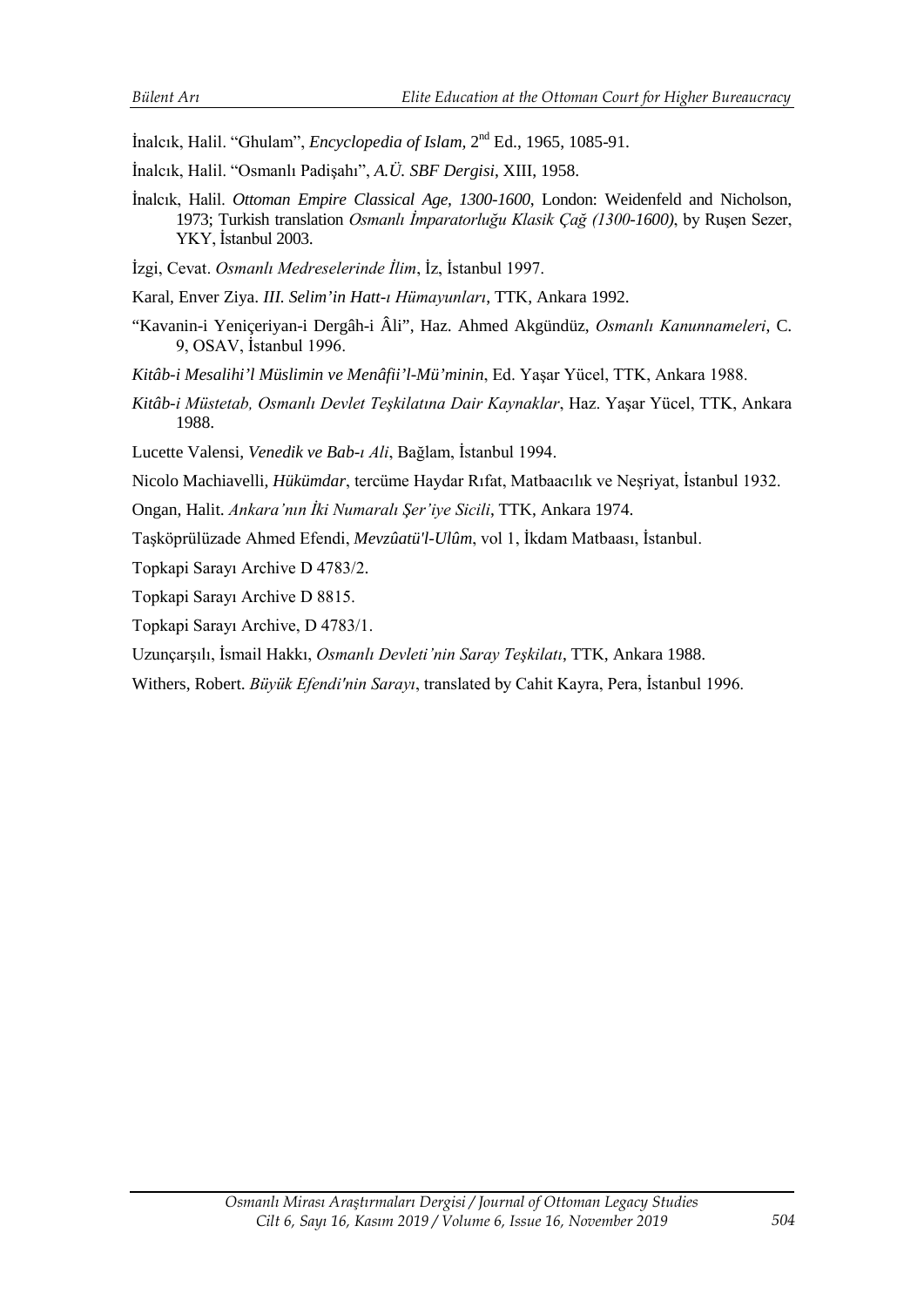İnalcık, Halil. "Ghulam", *Encyclopedia of Islam,* 2nd Ed., 1965, 1085-91.

İnalcık, Halil. "Osmanlı Padişahı", *A.Ü. SBF Dergisi*, XIII, 1958.

İnalcık, Halil. *Ottoman Empire Classical Age, 1300-1600*, London: Weidenfeld and Nicholson, 1973; Turkish translation *Osmanlı İmparatorluğu Klasik Çağ (1300-1600)*, by Ruşen Sezer, YKY, İstanbul 2003.

İzgi, Cevat. *Osmanlı Medreselerinde İlim*, İz, İstanbul 1997.

Karal, Enver Ziya. *III. Selim'in Hatt-ı Hümayunları*, TTK, Ankara 1992.

"Kavanin-i Yeniçeriyan-i Dergâh-i Âli", Haz. Ahmed Akgündüz, *Osmanlı Kanunnameleri*, C. 9, OSAV, İstanbul 1996.

*Kitâb-i Mesalihi'l Müslimin ve Menâfii'l-Mü'minin*, Ed. Yaşar Yücel, TTK, Ankara 1988.

*Kitâb-i Müstetab, Osmanlı Devlet Teşkilatına Dair Kaynaklar*, Haz. Yaşar Yücel, TTK, Ankara 1988.

Lucette Valensi, *Venedik ve Bab-ı Ali*, Bağlam, İstanbul 1994.

Nicolo Machiavelli, *Hükümdar*, tercüme Haydar Rıfat, Matbaacılık ve Neşriyat, İstanbul 1932.

Ongan, Halit. *Ankara'nın İki Numaralı Şer'iye Sicili*, TTK, Ankara 1974.

Taşköprülüzade Ahmed Efendi, *Mevzûatü'l-Ulûm*, vol 1, İkdam Matbaası, İstanbul.

Topkapi Sarayı Archive D 4783/2.

Topkapi Sarayı Archive D 8815.

Topkapi Sarayı Archive, D 4783/1.

Uzunçarşılı, İsmail Hakkı, *Osmanlı Devleti'nin Saray Teşkilatı*, TTK, Ankara 1988.

Withers, Robert. *Büyük Efendi'nin Sarayı*, translated by Cahit Kayra, Pera, İstanbul 1996.